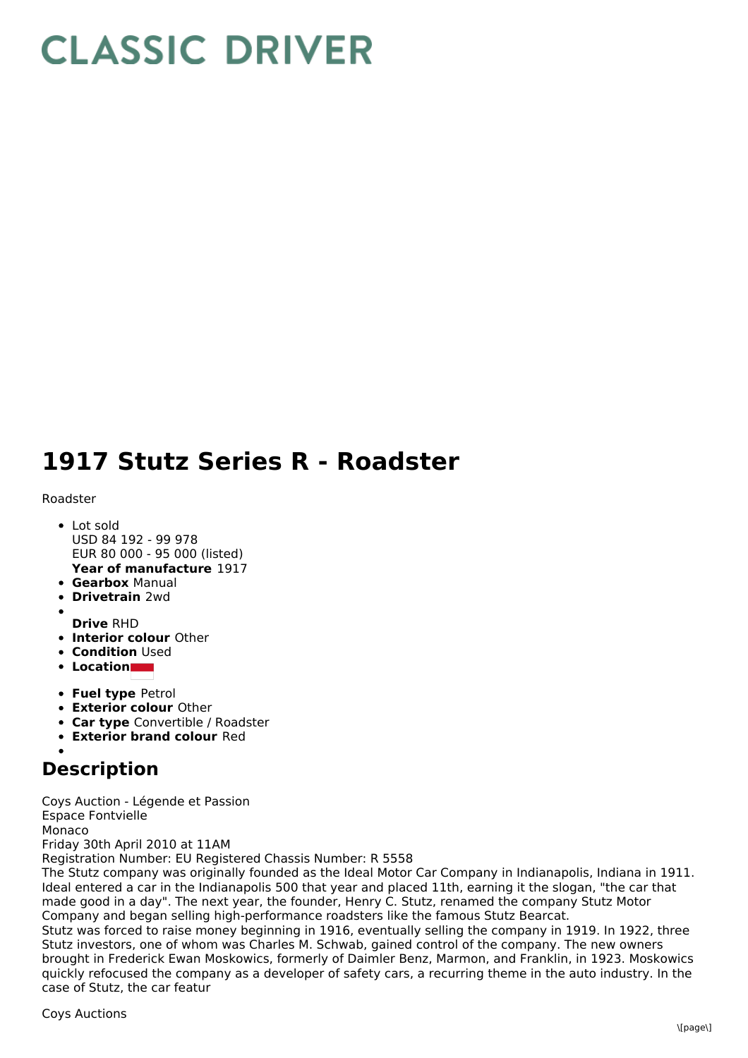# CLASSIC DRIVER

# 1917 Stutz Series R - Roadster

Roadster

- Lot sold
  USD 84 192 - 99 978
  EUR 80 000 - 95 000 (listed)
  **Year of manufacture** 1917
- **Gearbox** Manual
- **Drivetrain** 2wd
- 
  **Drive** RHD
- **Interior colour** Other
- **Condition** Used
- **Location**
- **Fuel type** Petrol
- **Exterior colour** Other
- **Car type** Convertible / Roadster
- **Exterior brand colour** Red
- 

## Description

Coys Auction - Légende et Passion
Espace Fontvielle
Monaco
Friday 30th April 2010 at 11AM
Registration Number: EU Registered Chassis Number: R 5558
The Stutz company was originally founded as the Ideal Motor Car Company in Indianapolis, Indiana in 1911. Ideal entered a car in the Indianapolis 500 that year and placed 11th, earning it the slogan, "the car that made good in a day". The next year, the founder, Henry C. Stutz, renamed the company Stutz Motor Company and began selling high-performance roadsters like the famous Stutz Bearcat.
Stutz was forced to raise money beginning in 1916, eventually selling the company in 1919. In 1922, three Stutz investors, one of whom was Charles M. Schwab, gained control of the company. The new owners brought in Frederick Ewan Moskowics, formerly of Daimler Benz, Marmon, and Franklin, in 1923. Moskowics quickly refocused the company as a developer of safety cars, a recurring theme in the auto industry. In the case of Stutz, the car featur

Coys Auctions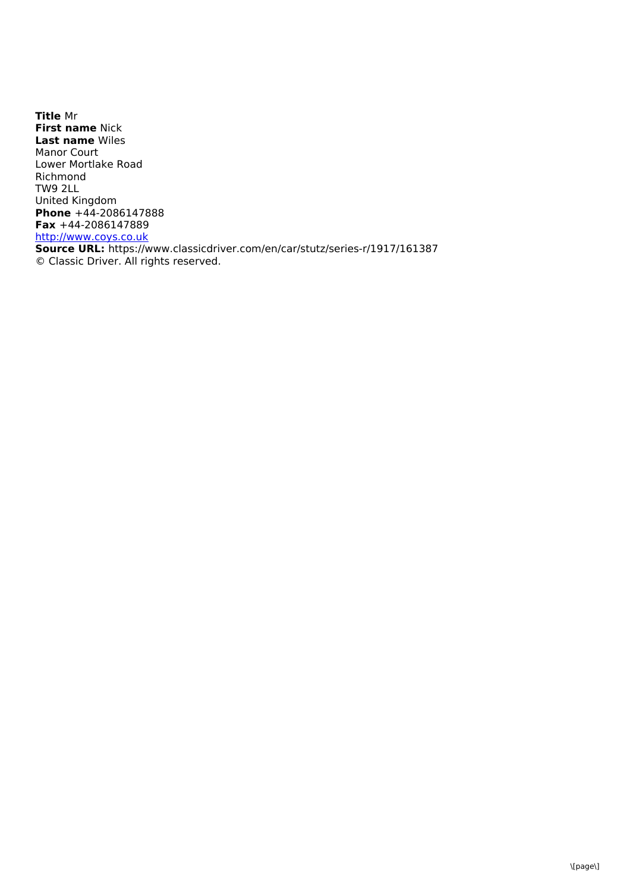**Title** Mr  
**First name** Nick  
**Last name** Wiles  
Manor Court  
Lower Mortlake Road  
Richmond  
TW9 2LL  
United Kingdom  
**Phone** +44-2086147888  
**Fax** +44-2086147889  
[http://www.coys.co.uk](http://www.coys.co.uk)  
**Source URL:** https://www.classicdriver.com/en/car/stutz/series-r/1917/161387  
© Classic Driver. All rights reserved.